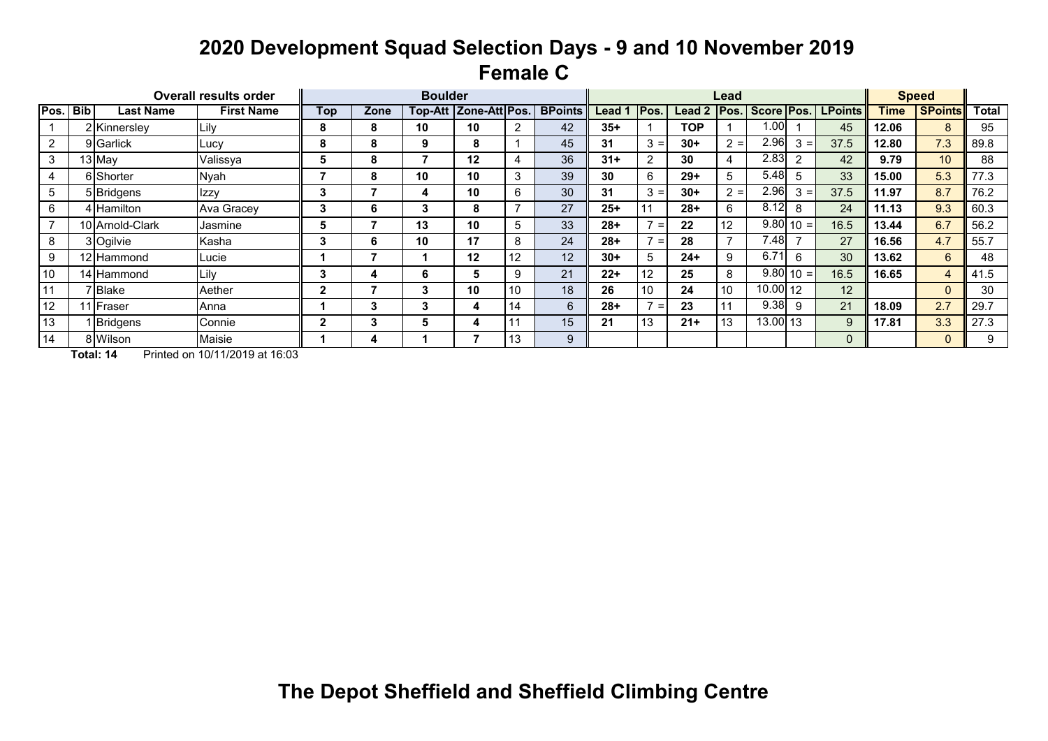# 2020 Development Squad Selection Days - 9 and 10 November 2019

## Female C

| Overall results order | | | | Boulder | | | | | | Lead | | | | | | | Speed | | |
|---|---|---|---|---|---|---|---|---|---|---|---|---|---|---|---|---|---|---|---|
| **Pos.** | **Bib** | **Last Name** | **First Name** | **Top** | **Zone** | **Top-Att** | **Zone-Att** | **Pos.** | **BPoints** | **Lead 1** | **Pos.** | **Lead 2** | **Pos.** | **Score** | **Pos.** | **LPoints** | **Time** | **SPoints** | **Total** |
| 1 | 2 | Kinnersley | Lily | 8 | 8 | 10 | 10 | 2 | 42 | 35+ | 1 | TOP | 1 | 1.00 | 1 | 45 | 12.06 | 8 | 95 |
| 2 | 9 | Garlick | Lucy | 8 | 8 | 9 | 8 | 1 | 45 | 31 | 3 = | 30+ | 2 = | 2.96 | 3 = | 37.5 | 12.80 | 7.3 | 89.8 |
| 3 | 13 | May | Valissya | 5 | 8 | 7 | 12 | 4 | 36 | 31+ | 2 | 30 | 4 | 2.83 | 2 | 42 | 9.79 | 10 | 88 |
| 4 | 6 | Shorter | Nyah | 7 | 8 | 10 | 10 | 3 | 39 | 30 | 6 | 29+ | 5 | 5.48 | 5 | 33 | 15.00 | 5.3 | 77.3 |
| 5 | 5 | Bridgens | Izzy | 3 | 7 | 4 | 10 | 6 | 30 | 31 | 3 = | 30+ | 2 = | 2.96 | 3 = | 37.5 | 11.97 | 8.7 | 76.2 |
| 6 | 4 | Hamilton | Ava Gracey | 3 | 6 | 3 | 8 | 7 | 27 | 25+ | 11 | 28+ | 6 | 8.12 | 8 | 24 | 11.13 | 9.3 | 60.3 |
| 7 | 10 | Arnold-Clark | Jasmine | 5 | 7 | 13 | 10 | 5 | 33 | 28+ | 7 = | 22 | 12 | 9.80 | 10 = | 16.5 | 13.44 | 6.7 | 56.2 |
| 8 | 3 | Ogilvie | Kasha | 3 | 6 | 10 | 17 | 8 | 24 | 28+ | 7 = | 28 | 7 | 7.48 | 7 | 27 | 16.56 | 4.7 | 55.7 |
| 9 | 12 | Hammond | Lucie | 1 | 7 | 1 | 12 | 12 | 12 | 30+ | 5 | 24+ | 9 | 6.71 | 6 | 30 | 13.62 | 6 | 48 |
| 10 | 14 | Hammond | Lily | 3 | 4 | 6 | 5 | 9 | 21 | 22+ | 12 | 25 | 8 | 9.80 | 10 = | 16.5 | 16.65 | 4 | 41.5 |
| 11 | 7 | Blake | Aether | 2 | 7 | 3 | 10 | 10 | 18 | 26 | 10 | 24 | 10 | 10.00 | 12 | 12 | | 0 | 30 |
| 12 | 11 | Fraser | Anna | 1 | 3 | 3 | 4 | 14 | 6 | 28+ | 7 = | 23 | 11 | 9.38 | 9 | 21 | 18.09 | 2.7 | 29.7 |
| 13 | 1 | Bridgens | Connie | 2 | 3 | 5 | 4 | 11 | 15 | 21 | 13 | 21+ | 13 | 13.00 | 13 | 9 | 17.81 | 3.3 | 27.3 |
| 14 | 8 | Wilson | Maisie | 1 | 4 | 1 | 7 | 13 | 9 | | | | | | | 0 | | 0 | 9 |

**Total: 14** Printed on 10/11/2019 at 16:03

**The Depot Sheffield and Sheffield Climbing Centre**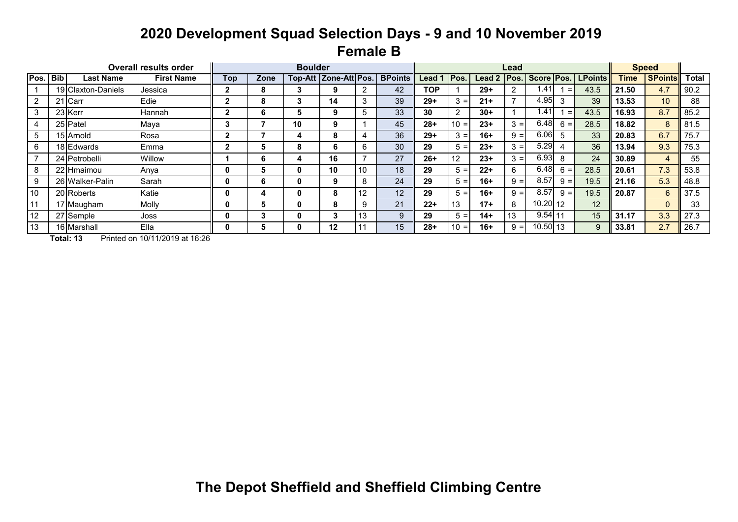# 2020 Development Squad Selection Days - 9 and 10 November 2019

## Female B

| Overall results order | | | | Boulder | | | | | | Lead | | | | | | | Speed | | |
|---|---|---|---|---|---|---|---|---|---|---|---|---|---|---|---|---|---|---|---|
| Pos. | Bib | Last Name | First Name | Top | Zone | Top-Att | Zone-Att | Pos. | BPoints | Lead 1 | Pos. | Lead 2 | Pos. | Score | Pos. | LPoints | Time | SPoints | Total |
| 1 | 19 | Claxton-Daniels | Jessica | 2 | 8 | 3 | 9 | 2 | 42 | TOP | 1 | 29+ | 2 | 1.41 | 1 = | 43.5 | 21.50 | 4.7 | 90.2 |
| 2 | 21 | Carr | Edie | 2 | 8 | 3 | 14 | 3 | 39 | 29+ | 3 = | 21+ | 7 | 4.95 | 3 | 39 | 13.53 | 10 | 88 |
| 3 | 23 | Kerr | Hannah | 2 | 6 | 5 | 9 | 5 | 33 | 30 | 2 | 30+ | 1 | 1.41 | 1 = | 43.5 | 16.93 | 8.7 | 85.2 |
| 4 | 25 | Patel | Maya | 3 | 7 | 10 | 9 | 1 | 45 | 28+ | 10 = | 23+ | 3 = | 6.48 | 6 = | 28.5 | 18.82 | 8 | 81.5 |
| 5 | 15 | Arnold | Rosa | 2 | 7 | 4 | 8 | 4 | 36 | 29+ | 3 = | 16+ | 9 = | 6.06 | 5 | 33 | 20.83 | 6.7 | 75.7 |
| 6 | 18 | Edwards | Emma | 2 | 5 | 8 | 6 | 6 | 30 | 29 | 5 = | 23+ | 3 = | 5.29 | 4 | 36 | 13.94 | 9.3 | 75.3 |
| 7 | 24 | Petrobelli | Willow | 1 | 6 | 4 | 16 | 7 | 27 | 26+ | 12 | 23+ | 3 = | 6.93 | 8 | 24 | 30.89 | 4 | 55 |
| 8 | 22 | Hmaimou | Anya | 0 | 5 | 0 | 10 | 10 | 18 | 29 | 5 = | 22+ | 6 | 6.48 | 6 = | 28.5 | 20.61 | 7.3 | 53.8 |
| 9 | 26 | Walker-Palin | Sarah | 0 | 6 | 0 | 9 | 8 | 24 | 29 | 5 = | 16+ | 9 = | 8.57 | 9 = | 19.5 | 21.16 | 5.3 | 48.8 |
| 10 | 20 | Roberts | Katie | 0 | 4 | 0 | 8 | 12 | 12 | 29 | 5 = | 16+ | 9 = | 8.57 | 9 = | 19.5 | 20.87 | 6 | 37.5 |
| 11 | 17 | Maugham | Molly | 0 | 5 | 0 | 8 | 9 | 21 | 22+ | 13 | 17+ | 8 | 10.20 | 12 | 12 | | 0 | 33 |
| 12 | 27 | Semple | Joss | 0 | 3 | 0 | 3 | 13 | 9 | 29 | 5 = | 14+ | 13 | 9.54 | 11 | 15 | 31.17 | 3.3 | 27.3 |
| 13 | 16 | Marshall | Ella | 0 | 5 | 0 | 12 | 11 | 15 | 28+ | 10 = | 16+ | 9 = | 10.50 | 13 | 9 | 33.81 | 2.7 | 26.7 |

**Total: 13** Printed on 10/11/2019 at 16:26

**The Depot Sheffield and Sheffield Climbing Centre**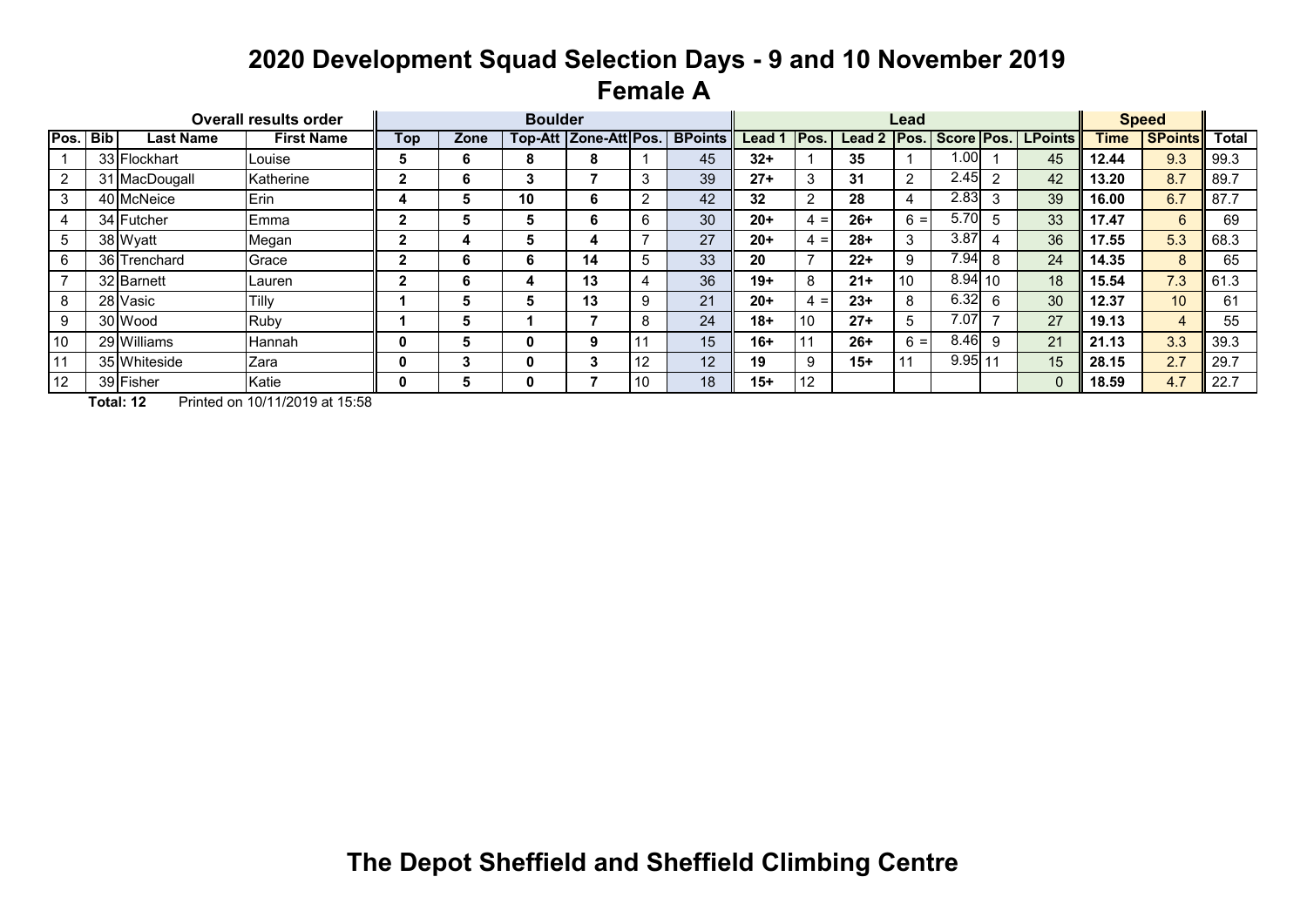# 2020 Development Squad Selection Days - 9 and 10 November 2019

## Female A

| Overall results order | | | | Boulder | | | | | | Lead | | | | | | | Speed | | |
|---|---|---|---|---|---|---|---|---|---|---|---|---|---|---|---|---|---|---|---|
| Pos. | Bib | Last Name | First Name | Top | Zone | Top-Att | Zone-Att | Pos. | BPoints | Lead 1 | Pos. | Lead 2 | Pos. | Score | Pos. | LPoints | Time | SPoints | Total |
| 1 | 33 | Flockhart | Louise | 5 | 6 | 8 | 8 | 1 | 45 | 32+ | 1 | 35 | 1 | 1.00 | 1 | 45 | 12.44 | 9.3 | 99.3 |
| 2 | 31 | MacDougall | Katherine | 2 | 6 | 3 | 7 | 3 | 39 | 27+ | 3 | 31 | 2 | 2.45 | 2 | 42 | 13.20 | 8.7 | 89.7 |
| 3 | 40 | McNeice | Erin | 4 | 5 | 10 | 6 | 2 | 42 | 32 | 2 | 28 | 4 | 2.83 | 3 | 39 | 16.00 | 6.7 | 87.7 |
| 4 | 34 | Futcher | Emma | 2 | 5 | 5 | 6 | 6 | 30 | 20+ | 4 = | 26+ | 6 = | 5.70 | 5 | 33 | 17.47 | 6 | 69 |
| 5 | 38 | Wyatt | Megan | 2 | 4 | 5 | 4 | 7 | 27 | 20+ | 4 = | 28+ | 3 | 3.87 | 4 | 36 | 17.55 | 5.3 | 68.3 |
| 6 | 36 | Trenchard | Grace | 2 | 6 | 6 | 14 | 5 | 33 | 20 | 7 | 22+ | 9 | 7.94 | 8 | 24 | 14.35 | 8 | 65 |
| 7 | 32 | Barnett | Lauren | 2 | 6 | 4 | 13 | 4 | 36 | 19+ | 8 | 21+ | 10 | 8.94 | 10 | 18 | 15.54 | 7.3 | 61.3 |
| 8 | 28 | Vasic | Tilly | 1 | 5 | 5 | 13 | 9 | 21 | 20+ | 4 = | 23+ | 8 | 6.32 | 6 | 30 | 12.37 | 10 | 61 |
| 9 | 30 | Wood | Ruby | 1 | 5 | 1 | 7 | 8 | 24 | 18+ | 10 | 27+ | 5 | 7.07 | 7 | 27 | 19.13 | 4 | 55 |
| 10 | 29 | Williams | Hannah | 0 | 5 | 0 | 9 | 11 | 15 | 16+ | 11 | 26+ | 6 = | 8.46 | 9 | 21 | 21.13 | 3.3 | 39.3 |
| 11 | 35 | Whiteside | Zara | 0 | 3 | 0 | 3 | 12 | 12 | 19 | 9 | 15+ | 11 | 9.95 | 11 | 15 | 28.15 | 2.7 | 29.7 |
| 12 | 39 | Fisher | Katie | 0 | 5 | 0 | 7 | 10 | 18 | 15+ | 12 | | | | | 0 | 18.59 | 4.7 | 22.7 |

**Total: 12** Printed on 10/11/2019 at 15:58

**The Depot Sheffield and Sheffield Climbing Centre**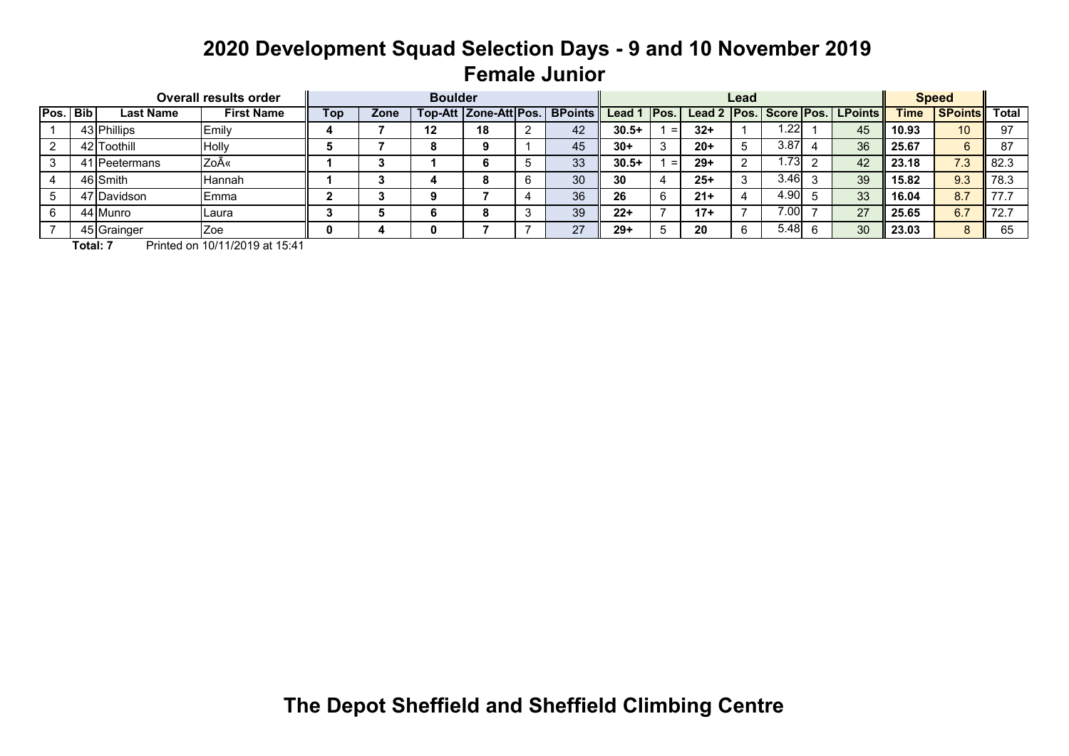# 2020 Development Squad Selection Days - 9 and 10 November 2019

## Female Junior

| Overall results order | | | | Boulder | | | | | | Lead | | | | | | | Speed | | |
|---|---|---|---|---|---|---|---|---|---|---|---|---|---|---|---|---|---|---|---|
| Pos. | Bib | Last Name | First Name | Top | Zone | Top-Att | Zone-Att | Pos. | BPoints | Lead 1 | Pos. | Lead 2 | Pos. | Score | Pos. | LPoints | Time | SPoints | Total |
| 1 | 43 | Phillips | Emily | **4** | **7** | **12** | **18** | 2 | 42 | **30.5+** | 1 = | **32+** | 1 | 1.22 | 1 | 45 | **10.93** | 10 | 97 |
| 2 | 42 | Toothill | Holly | **5** | **7** | **8** | **9** | 1 | 45 | **30+** | 3 | **20+** | 5 | 3.87 | 4 | 36 | **25.67** | 6 | 87 |
| 3 | 41 | Peetermans | ZoÃ« | **1** | **3** | **1** | **6** | 5 | 33 | **30.5+** | 1 = | **29+** | 2 | 1.73 | 2 | 42 | **23.18** | 7.3 | 82.3 |
| 4 | 46 | Smith | Hannah | **1** | **3** | **4** | **8** | 6 | 30 | **30** | 4 | **25+** | 3 | 3.46 | 3 | 39 | **15.82** | 9.3 | 78.3 |
| 5 | 47 | Davidson | Emma | **2** | **3** | **9** | **7** | 4 | 36 | **26** | 6 | **21+** | 4 | 4.90 | 5 | 33 | **16.04** | 8.7 | 77.7 |
| 6 | 44 | Munro | Laura | **3** | **5** | **6** | **8** | 3 | 39 | **22+** | 7 | **17+** | 7 | 7.00 | 7 | 27 | **25.65** | 6.7 | 72.7 |
| 7 | 45 | Grainger | Zoe | **0** | **4** | **0** | **7** | 7 | 27 | **29+** | 5 | **20** | 6 | 5.48 | 6 | 30 | **23.03** | 8 | 65 |

**Total: 7** Printed on 10/11/2019 at 15:41

**The Depot Sheffield and Sheffield Climbing Centre**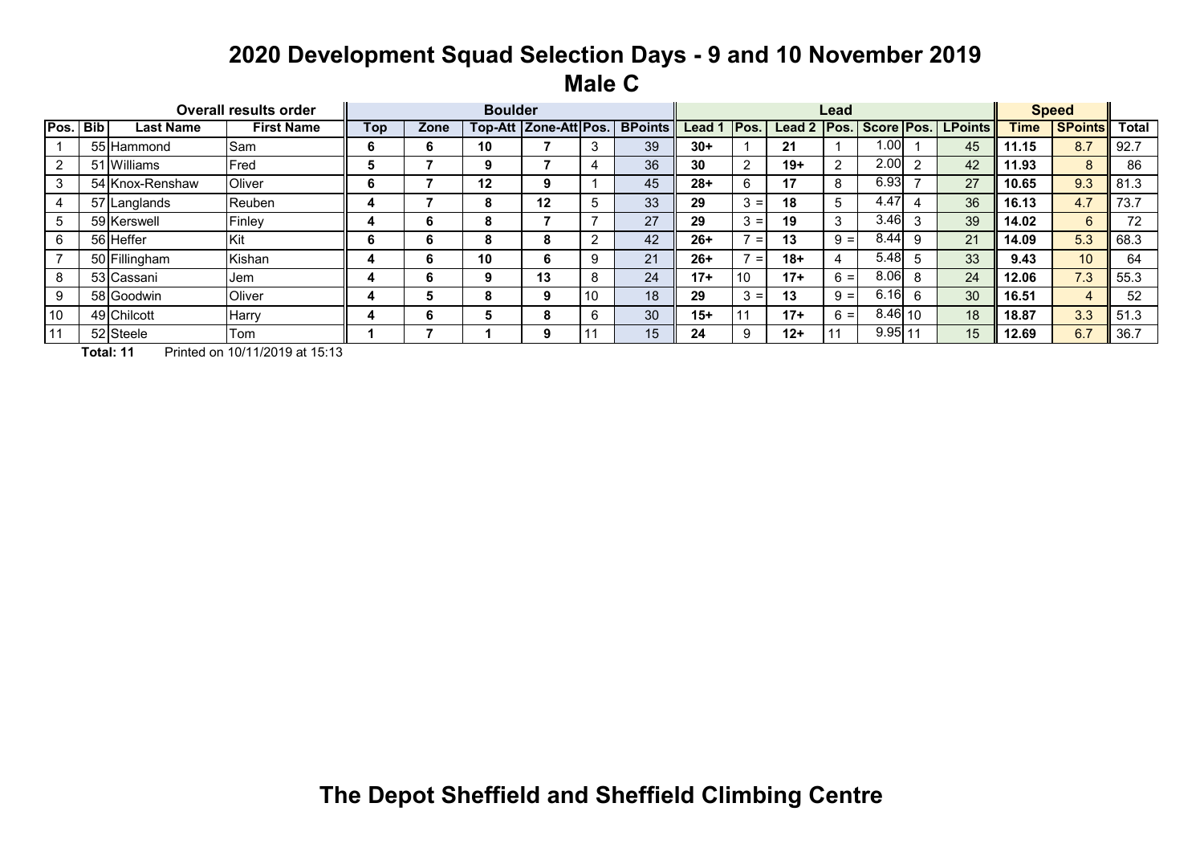# 2020 Development Squad Selection Days - 9 and 10 November 2019

## Male C

| Overall results order | | | | Boulder | | | | | | Lead | | | | | | | Speed | | |
|---|---|---|---|---|---|---|---|---|---|---|---|---|---|---|---|---|---|---|---|
| Pos. | Bib | Last Name | First Name | Top | Zone | Top-Att | Zone-Att | Pos. | BPoints | Lead 1 | Pos. | Lead 2 | Pos. | Score | Pos. | LPoints | Time | SPoints | Total |
| 1 | 55 | Hammond | Sam | 6 | 6 | 10 | 7 | 3 | 39 | 30+ | 1 | 21 | 1 | 1.00 | 1 | 45 | 11.15 | 8.7 | 92.7 |
| 2 | 51 | Williams | Fred | 5 | 7 | 9 | 7 | 4 | 36 | 30 | 2 | 19+ | 2 | 2.00 | 2 | 42 | 11.93 | 8 | 86 |
| 3 | 54 | Knox-Renshaw | Oliver | 6 | 7 | 12 | 9 | 1 | 45 | 28+ | 6 | 17 | 8 | 6.93 | 7 | 27 | 10.65 | 9.3 | 81.3 |
| 4 | 57 | Langlands | Reuben | 4 | 7 | 8 | 12 | 5 | 33 | 29 | 3 = | 18 | 5 | 4.47 | 4 | 36 | 16.13 | 4.7 | 73.7 |
| 5 | 59 | Kerswell | Finley | 4 | 6 | 8 | 7 | 7 | 27 | 29 | 3 = | 19 | 3 | 3.46 | 3 | 39 | 14.02 | 6 | 72 |
| 6 | 56 | Heffer | Kit | 6 | 6 | 8 | 8 | 2 | 42 | 26+ | 7 = | 13 | 9 = | 8.44 | 9 | 21 | 14.09 | 5.3 | 68.3 |
| 7 | 50 | Fillingham | Kishan | 4 | 6 | 10 | 6 | 9 | 21 | 26+ | 7 = | 18+ | 4 | 5.48 | 5 | 33 | 9.43 | 10 | 64 |
| 8 | 53 | Cassani | Jem | 4 | 6 | 9 | 13 | 8 | 24 | 17+ | 10 | 17+ | 6 = | 8.06 | 8 | 24 | 12.06 | 7.3 | 55.3 |
| 9 | 58 | Goodwin | Oliver | 4 | 5 | 8 | 9 | 10 | 18 | 29 | 3 = | 13 | 9 = | 6.16 | 6 | 30 | 16.51 | 4 | 52 |
| 10 | 49 | Chilcott | Harry | 4 | 6 | 5 | 8 | 6 | 30 | 15+ | 11 | 17+ | 6 = | 8.46 | 10 | 18 | 18.87 | 3.3 | 51.3 |
| 11 | 52 | Steele | Tom | 1 | 7 | 1 | 9 | 11 | 15 | 24 | 9 | 12+ | 11 | 9.95 | 11 | 15 | 12.69 | 6.7 | 36.7 |

**Total: 11** Printed on 10/11/2019 at 15:13

**The Depot Sheffield and Sheffield Climbing Centre**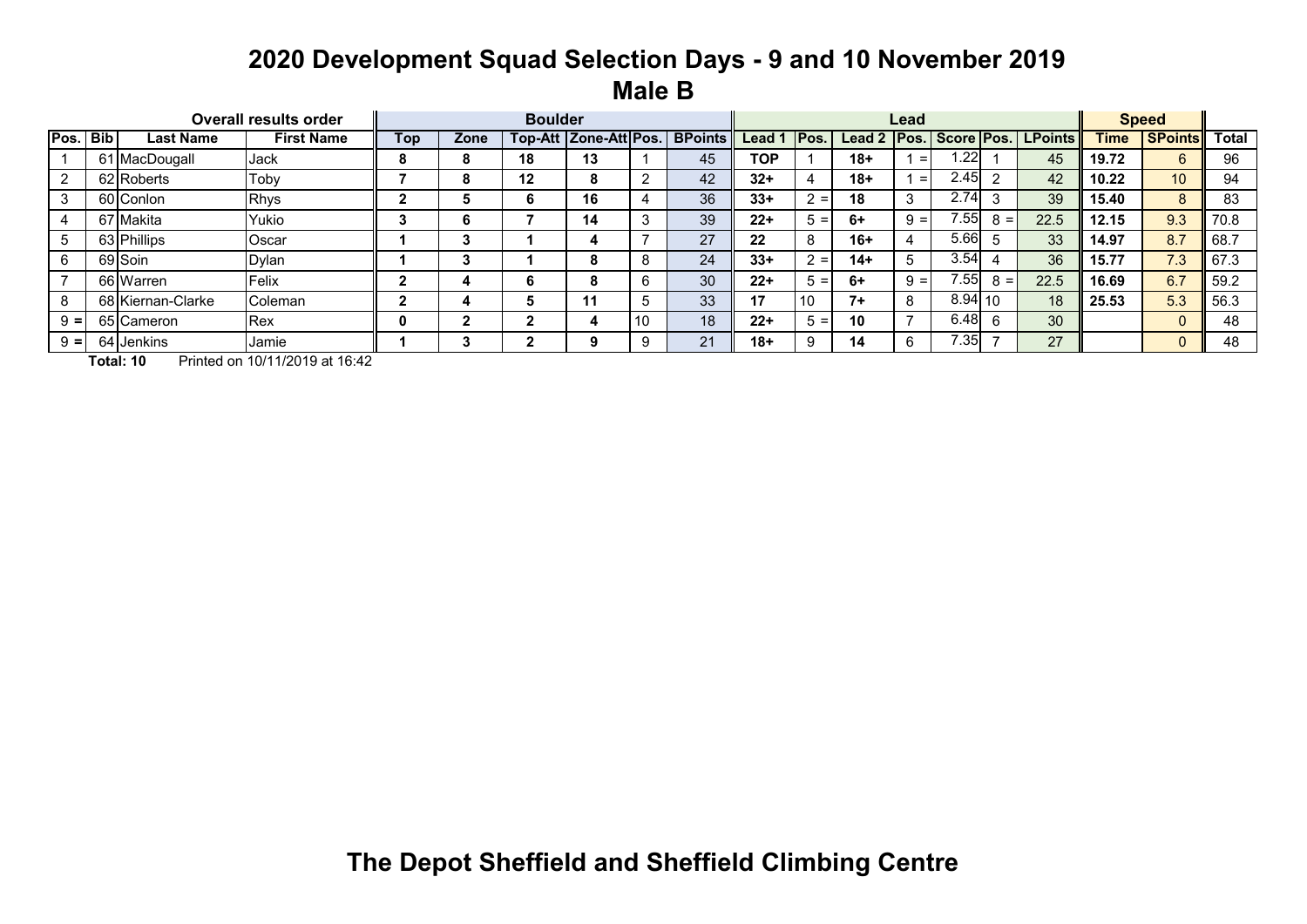# 2020 Development Squad Selection Days - 9 and 10 November 2019

## Male B

| Overall results order | | | | Boulder | | | | | | Lead | | | | | | | Speed | | |
|---|---|---|---|---|---|---|---|---|---|---|---|---|---|---|---|---|---|---|---|
| Pos. | Bib | Last Name | First Name | Top | Zone | Top-Att | Zone-Att | Pos. | BPoints | Lead 1 | Pos. | Lead 2 | Pos. | Score | Pos. | LPoints | Time | SPoints | Total |
| 1 | 61 | MacDougall | Jack | 8 | 8 | 18 | 13 | 1 | 45 | TOP | 1 | 18+ | 1 = | 1.22 | 1 | 45 | 19.72 | 6 | 96 |
| 2 | 62 | Roberts | Toby | 7 | 8 | 12 | 8 | 2 | 42 | 32+ | 4 | 18+ | 1 = | 2.45 | 2 | 42 | 10.22 | 10 | 94 |
| 3 | 60 | Conlon | Rhys | 2 | 5 | 6 | 16 | 4 | 36 | 33+ | 2 = | 18 | 3 | 2.74 | 3 | 39 | 15.40 | 8 | 83 |
| 4 | 67 | Makita | Yukio | 3 | 6 | 7 | 14 | 3 | 39 | 22+ | 5 = | 6+ | 9 = | 7.55 | 8 = | 22.5 | 12.15 | 9.3 | 70.8 |
| 5 | 63 | Phillips | Oscar | 1 | 3 | 1 | 4 | 7 | 27 | 22 | 8 | 16+ | 4 | 5.66 | 5 | 33 | 14.97 | 8.7 | 68.7 |
| 6 | 69 | Soin | Dylan | 1 | 3 | 1 | 8 | 8 | 24 | 33+ | 2 = | 14+ | 5 | 3.54 | 4 | 36 | 15.77 | 7.3 | 67.3 |
| 7 | 66 | Warren | Felix | 2 | 4 | 6 | 8 | 6 | 30 | 22+ | 5 = | 6+ | 9 = | 7.55 | 8 = | 22.5 | 16.69 | 6.7 | 59.2 |
| 8 | 68 | Kiernan-Clarke | Coleman | 2 | 4 | 5 | 11 | 5 | 33 | 17 | 10 | 7+ | 8 | 8.94 | 10 | 18 | 25.53 | 5.3 | 56.3 |
| 9 = | 65 | Cameron | Rex | 0 | 2 | 2 | 4 | 10 | 18 | 22+ | 5 = | 10 | 7 | 6.48 | 6 | 30 | | 0 | 48 |
| 9 = | 64 | Jenkins | Jamie | 1 | 3 | 2 | 9 | 9 | 21 | 18+ | 9 | 14 | 6 | 7.35 | 7 | 27 | | 0 | 48 |

**Total: 10** Printed on 10/11/2019 at 16:42

## The Depot Sheffield and Sheffield Climbing Centre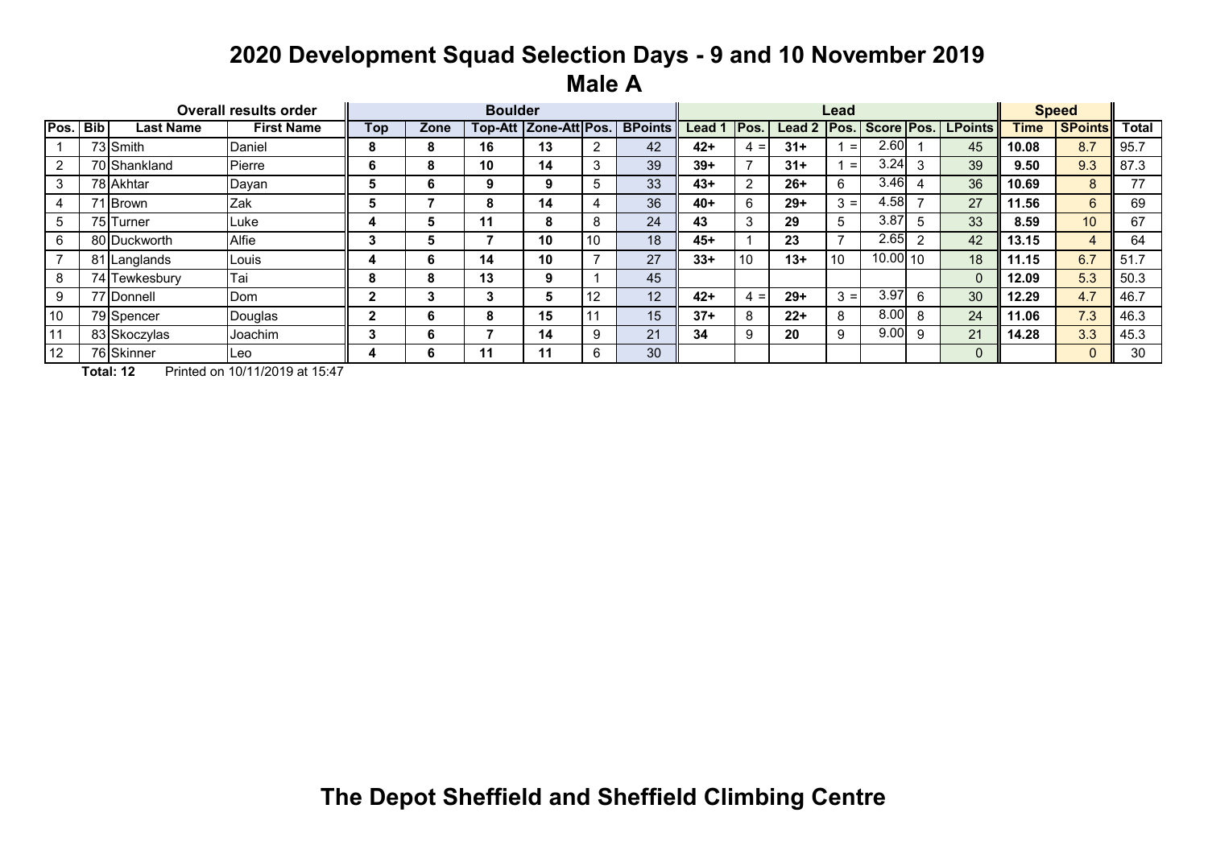# 2020 Development Squad Selection Days - 9 and 10 November 2019

## Male A

| Overall results order | | | | Boulder | | | | | | Lead | | | | | | | Speed | | |
|---|---|---|---|---|---|---|---|---|---|---|---|---|---|---|---|---|---|---|---|
| Pos. | Bib | Last Name | First Name | Top | Zone | Top-Att | Zone-Att | Pos. | BPoints | Lead 1 | Pos. | Lead 2 | Pos. | Score | Pos. | LPoints | Time | SPoints | Total |
| 1 | 73 | Smith | Daniel | 8 | 8 | 16 | 13 | 2 | 42 | 42+ | 4 = | 31+ | 1 = | 2.60 | 1 | 45 | 10.08 | 8.7 | 95.7 |
| 2 | 70 | Shankland | Pierre | 6 | 8 | 10 | 14 | 3 | 39 | 39+ | 7 | 31+ | 1 = | 3.24 | 3 | 39 | 9.50 | 9.3 | 87.3 |
| 3 | 78 | Akhtar | Dayan | 5 | 6 | 9 | 9 | 5 | 33 | 43+ | 2 | 26+ | 6 | 3.46 | 4 | 36 | 10.69 | 8 | 77 |
| 4 | 71 | Brown | Zak | 5 | 7 | 8 | 14 | 4 | 36 | 40+ | 6 | 29+ | 3 = | 4.58 | 7 | 27 | 11.56 | 6 | 69 |
| 5 | 75 | Turner | Luke | 4 | 5 | 11 | 8 | 8 | 24 | 43 | 3 | 29 | 5 | 3.87 | 5 | 33 | 8.59 | 10 | 67 |
| 6 | 80 | Duckworth | Alfie | 3 | 5 | 7 | 10 | 10 | 18 | 45+ | 1 | 23 | 7 | 2.65 | 2 | 42 | 13.15 | 4 | 64 |
| 7 | 81 | Langlands | Louis | 4 | 6 | 14 | 10 | 7 | 27 | 33+ | 10 | 13+ | 10 | 10.00 | 10 | 18 | 11.15 | 6.7 | 51.7 |
| 8 | 74 | Tewkesbury | Tai | 8 | 8 | 13 | 9 | 1 | 45 | | | | | | | 0 | 12.09 | 5.3 | 50.3 |
| 9 | 77 | Donnell | Dom | 2 | 3 | 3 | 5 | 12 | 12 | 42+ | 4 = | 29+ | 3 = | 3.97 | 6 | 30 | 12.29 | 4.7 | 46.7 |
| 10 | 79 | Spencer | Douglas | 2 | 6 | 8 | 15 | 11 | 15 | 37+ | 8 | 22+ | 8 | 8.00 | 8 | 24 | 11.06 | 7.3 | 46.3 |
| 11 | 83 | Skoczylas | Joachim | 3 | 6 | 7 | 14 | 9 | 21 | 34 | 9 | 20 | 9 | 9.00 | 9 | 21 | 14.28 | 3.3 | 45.3 |
| 12 | 76 | Skinner | Leo | 4 | 6 | 11 | 11 | 6 | 30 | | | | | | | 0 | | 0 | 30 |

**Total: 12** Printed on 10/11/2019 at 15:47

**The Depot Sheffield and Sheffield Climbing Centre**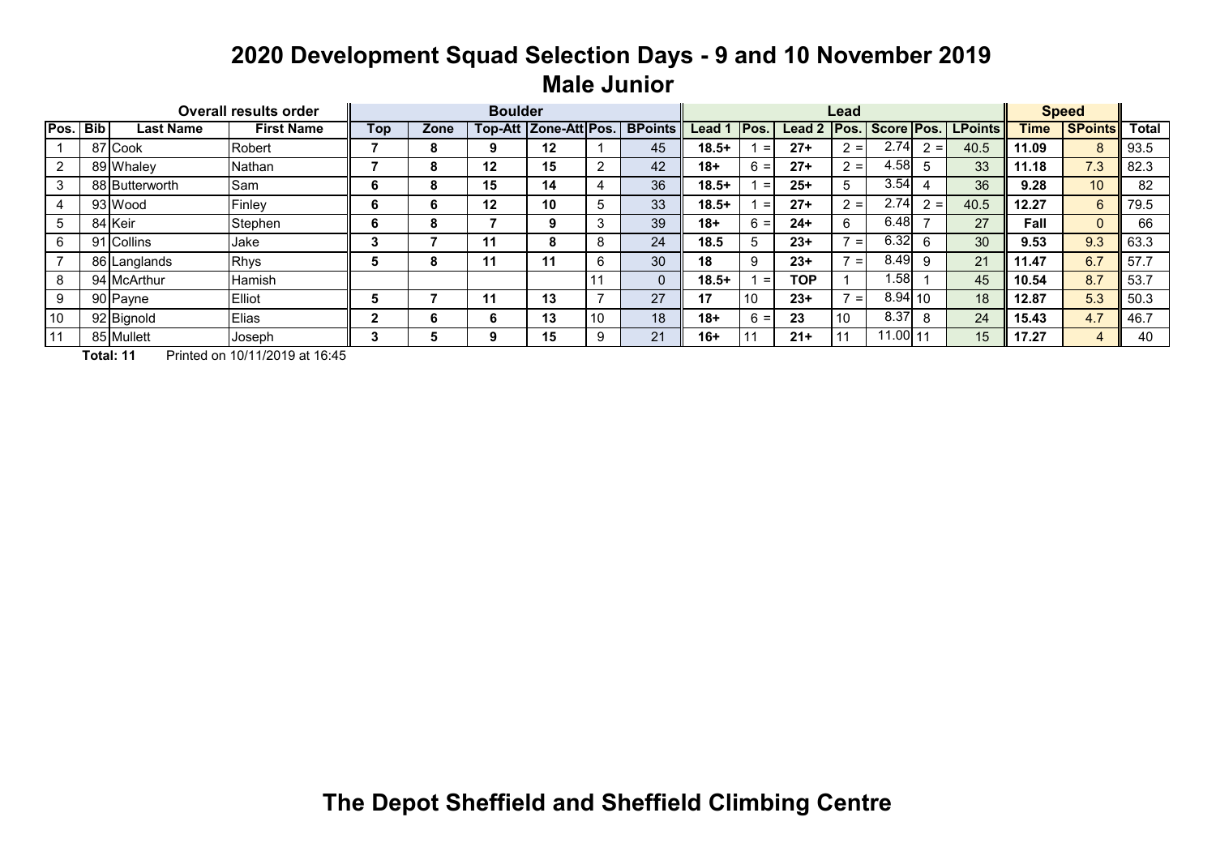# 2020 Development Squad Selection Days - 9 and 10 November 2019

## Male Junior

| Overall results order | | | | Boulder | | | | | | Lead | | | | | | | Speed | | |
|---|---|---|---|---|---|---|---|---|---|---|---|---|---|---|---|---|---|---|---|
| Pos. | Bib | Last Name | First Name | Top | Zone | Top-Att | Zone-Att | Pos. | BPoints | Lead 1 | Pos. | Lead 2 | Pos. | Score | Pos. | LPoints | Time | SPoints | Total |
| 1 | 87 | Cook | Robert | 7 | 8 | 9 | 12 | 1 | 45 | 18.5+ | 1 = | 27+ | 2 = | 2.74 | 2 = | 40.5 | 11.09 | 8 | 93.5 |
| 2 | 89 | Whaley | Nathan | 7 | 8 | 12 | 15 | 2 | 42 | 18+ | 6 = | 27+ | 2 = | 4.58 | 5 | 33 | 11.18 | 7.3 | 82.3 |
| 3 | 88 | Butterworth | Sam | 6 | 8 | 15 | 14 | 4 | 36 | 18.5+ | 1 = | 25+ | 5 | 3.54 | 4 | 36 | 9.28 | 10 | 82 |
| 4 | 93 | Wood | Finley | 6 | 6 | 12 | 10 | 5 | 33 | 18.5+ | 1 = | 27+ | 2 = | 2.74 | 2 = | 40.5 | 12.27 | 6 | 79.5 |
| 5 | 84 | Keir | Stephen | 6 | 8 | 7 | 9 | 3 | 39 | 18+ | 6 = | 24+ | 6 | 6.48 | 7 | 27 | Fall | 0 | 66 |
| 6 | 91 | Collins | Jake | 3 | 7 | 11 | 8 | 8 | 24 | 18.5 | 5 | 23+ | 7 = | 6.32 | 6 | 30 | 9.53 | 9.3 | 63.3 |
| 7 | 86 | Langlands | Rhys | 5 | 8 | 11 | 11 | 6 | 30 | 18 | 9 | 23+ | 7 = | 8.49 | 9 | 21 | 11.47 | 6.7 | 57.7 |
| 8 | 94 | McArthur | Hamish | | | | | 11 | 0 | 18.5+ | 1 = | TOP | 1 | 1.58 | 1 | 45 | 10.54 | 8.7 | 53.7 |
| 9 | 90 | Payne | Elliot | 5 | 7 | 11 | 13 | 7 | 27 | 17 | 10 | 23+ | 7 = | 8.94 | 10 | 18 | 12.87 | 5.3 | 50.3 |
| 10 | 92 | Bignold | Elias | 2 | 6 | 6 | 13 | 10 | 18 | 18+ | 6 = | 23 | 10 | 8.37 | 8 | 24 | 15.43 | 4.7 | 46.7 |
| 11 | 85 | Mullett | Joseph | 3 | 5 | 9 | 15 | 9 | 21 | 16+ | 11 | 21+ | 11 | 11.00 | 11 | 15 | 17.27 | 4 | 40 |

**Total: 11** Printed on 10/11/2019 at 16:45

**The Depot Sheffield and Sheffield Climbing Centre**